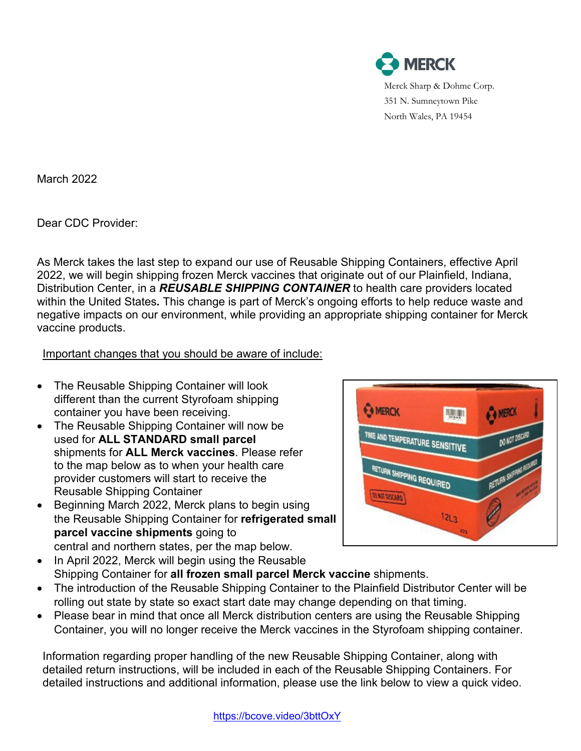MERCK

Merck Sharp & Dohme Corp.
351 N. Sumneytown Pike
North Wales, PA 19454

March 2022

Dear CDC Provider:

As Merck takes the last step to expand our use of Reusable Shipping Containers, effective April 2022, we will begin shipping frozen Merck vaccines that originate out of our Plainfield, Indiana, Distribution Center, in a ***REUSABLE SHIPPING CONTAINER*** to health care providers located within the United States***.*** This change is part of Merck's ongoing efforts to help reduce waste and negative impacts on our environment, while providing an appropriate shipping container for Merck vaccine products.

Important changes that you should be aware of include:

- The Reusable Shipping Container will look different than the current Styrofoam shipping container you have been receiving.
- The Reusable Shipping Container will now be used for **ALL STANDARD small parcel** shipments for **ALL Merck vaccines**. Please refer to the map below as to when your health care provider customers will start to receive the Reusable Shipping Container
- Beginning March 2022, Merck plans to begin using the Reusable Shipping Container for **refrigerated small parcel vaccine shipments** going to central and northern states, per the map below.
- In April 2022, Merck will begin using the Reusable Shipping Container for **all frozen small parcel Merck vaccine** shipments.
- The introduction of the Reusable Shipping Container to the Plainfield Distributor Center will be rolling out state by state so exact start date may change depending on that timing.
- Please bear in mind that once all Merck distribution centers are using the Reusable Shipping Container, you will no longer receive the Merck vaccines in the Styrofoam shipping container.

Information regarding proper handling of the new Reusable Shipping Container, along with detailed return instructions, will be included in each of the Reusable Shipping Containers. For detailed instructions and additional information, please use the link below to view a quick video.

https://bcove.video/3bttOxY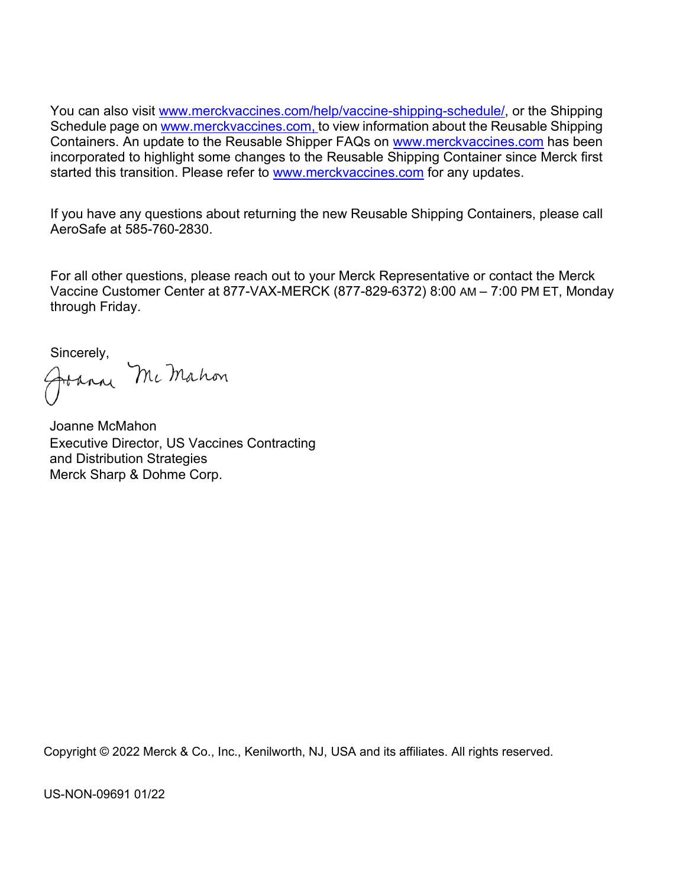You can also visit www.merckvaccines.com/help/vaccine-shipping-schedule/, or the Shipping Schedule page on www.merckvaccines.com, to view information about the Reusable Shipping Containers. An update to the Reusable Shipper FAQs on www.merckvaccines.com has been incorporated to highlight some changes to the Reusable Shipping Container since Merck first started this transition. Please refer to www.merckvaccines.com for any updates.

If you have any questions about returning the new Reusable Shipping Containers, please call AeroSafe at 585-760-2830.

For all other questions, please reach out to your Merck Representative or contact the Merck Vaccine Customer Center at 877-VAX-MERCK (877-829-6372) 8:00 AM – 7:00 PM ET, Monday through Friday.

Sincerely,

Joanne McMahon
Executive Director, US Vaccines Contracting
and Distribution Strategies
Merck Sharp & Dohme Corp.

Copyright © 2022 Merck & Co., Inc., Kenilworth, NJ, USA and its affiliates. All rights reserved.

US-NON-09691 01/22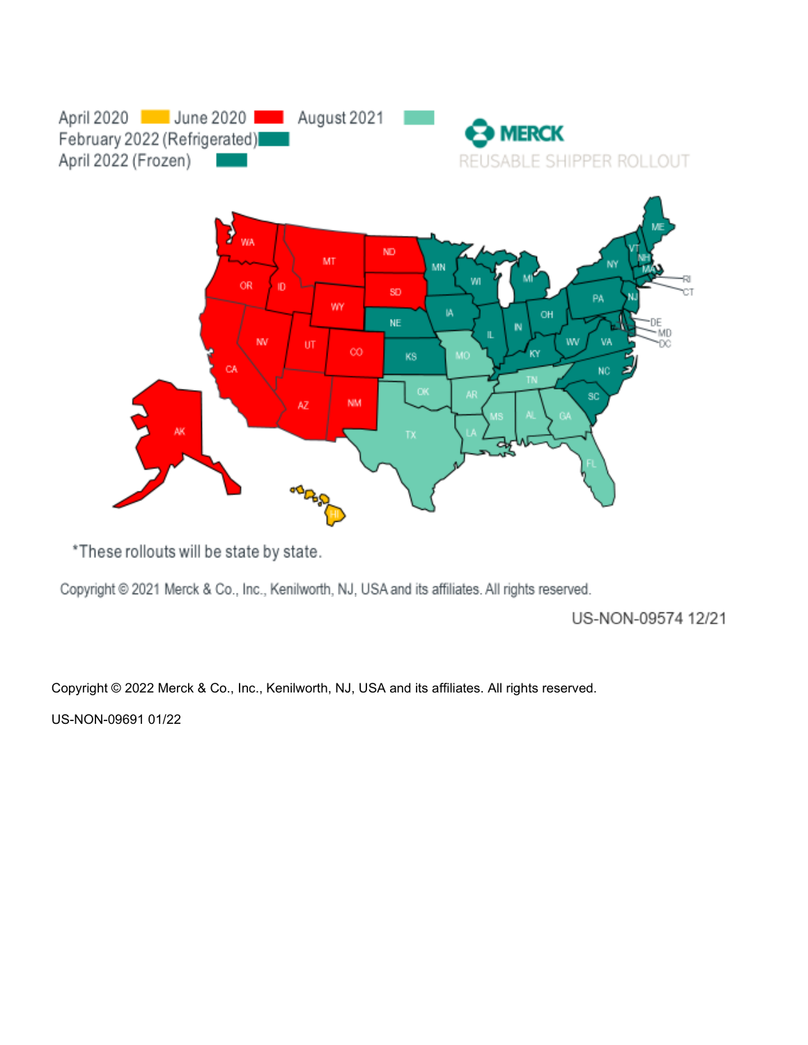April 2020 June 2020 August 2021
February 2022 (Refrigerated)
April 2022 (Frozen)

MERCK

REUSABLE SHIPPER ROLLOUT

WA MT ND OR ID SD WY NV UT CO CA AZ NM AK HI MN WI MI NY VT NH ME MA RI CT IA NE KS MO IL IN OH PA NJ DE MD DC KY WV VA OK AR TN NC SC TX LA MS AL GA FL

*These rollouts will be state by state.

Copyright © 2021 Merck & Co., Inc., Kenilworth, NJ, USA and its affiliates. All rights reserved.

US-NON-09574 12/21

Copyright © 2022 Merck & Co., Inc., Kenilworth, NJ, USA and its affiliates. All rights reserved.

US-NON-09691 01/22